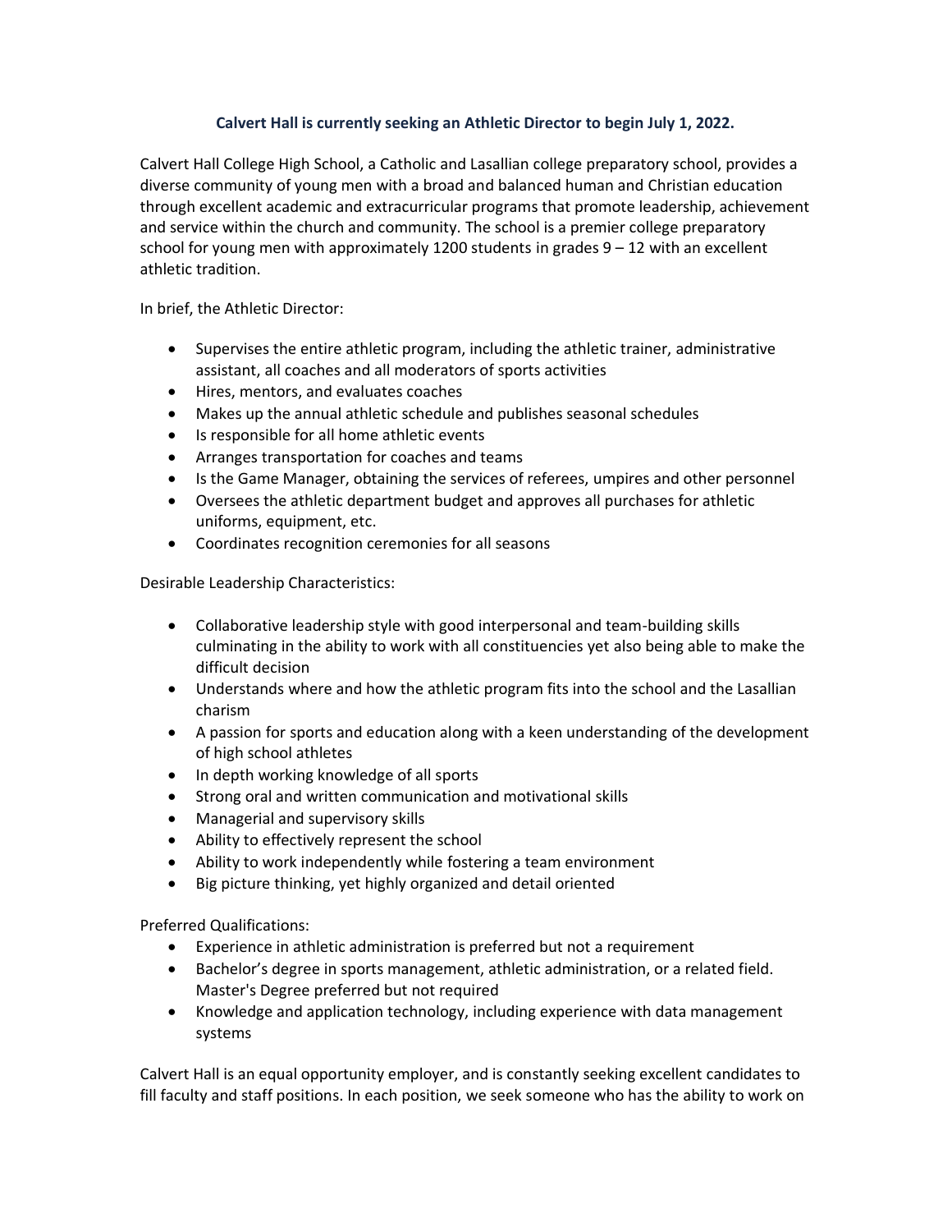**Calvert Hall is currently seeking an Athletic Director to begin July 1, 2022.**

Calvert Hall College High School, a Catholic and Lasallian college preparatory school, provides a diverse community of young men with a broad and balanced human and Christian education through excellent academic and extracurricular programs that promote leadership, achievement and service within the church and community. The school is a premier college preparatory school for young men with approximately 1200 students in grades 9 – 12 with an excellent athletic tradition.

In brief, the Athletic Director:

- Supervises the entire athletic program, including the athletic trainer, administrative assistant, all coaches and all moderators of sports activities
- Hires, mentors, and evaluates coaches
- Makes up the annual athletic schedule and publishes seasonal schedules
- Is responsible for all home athletic events
- Arranges transportation for coaches and teams
- Is the Game Manager, obtaining the services of referees, umpires and other personnel
- Oversees the athletic department budget and approves all purchases for athletic uniforms, equipment, etc.
- Coordinates recognition ceremonies for all seasons

Desirable Leadership Characteristics:

- Collaborative leadership style with good interpersonal and team-building skills culminating in the ability to work with all constituencies yet also being able to make the difficult decision
- Understands where and how the athletic program fits into the school and the Lasallian charism
- A passion for sports and education along with a keen understanding of the development of high school athletes
- In depth working knowledge of all sports
- Strong oral and written communication and motivational skills
- Managerial and supervisory skills
- Ability to effectively represent the school
- Ability to work independently while fostering a team environment
- Big picture thinking, yet highly organized and detail oriented

Preferred Qualifications:

- Experience in athletic administration is preferred but not a requirement
- Bachelor's degree in sports management, athletic administration, or a related field. Master's Degree preferred but not required
- Knowledge and application technology, including experience with data management systems

Calvert Hall is an equal opportunity employer, and is constantly seeking excellent candidates to fill faculty and staff positions. In each position, we seek someone who has the ability to work on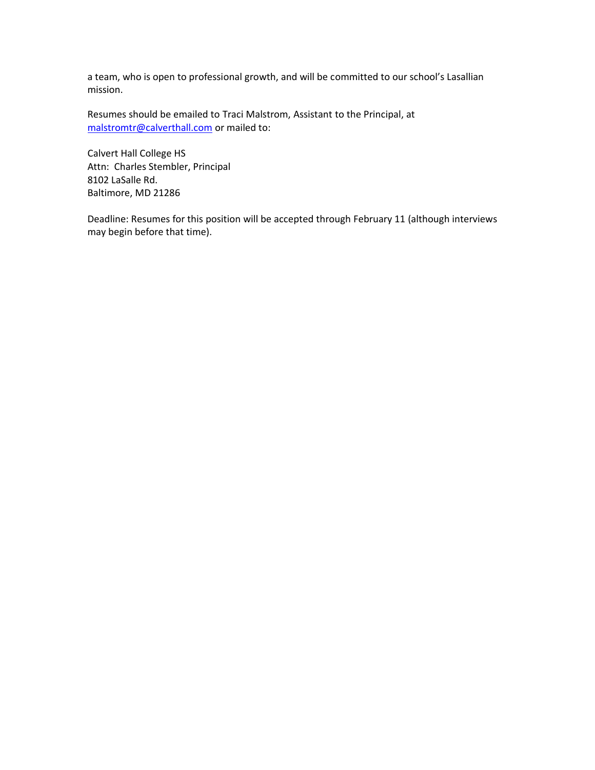a team, who is open to professional growth, and will be committed to our school's Lasallian mission.

Resumes should be emailed to Traci Malstrom, Assistant to the Principal, at [malstromtr@calverthall.com](mailto:malstromtr@calverthall.com) or mailed to:

Calvert Hall College HS  
Attn: Charles Stembler, Principal  
8102 LaSalle Rd.  
Baltimore, MD 21286

Deadline: Resumes for this position will be accepted through February 11 (although interviews may begin before that time).